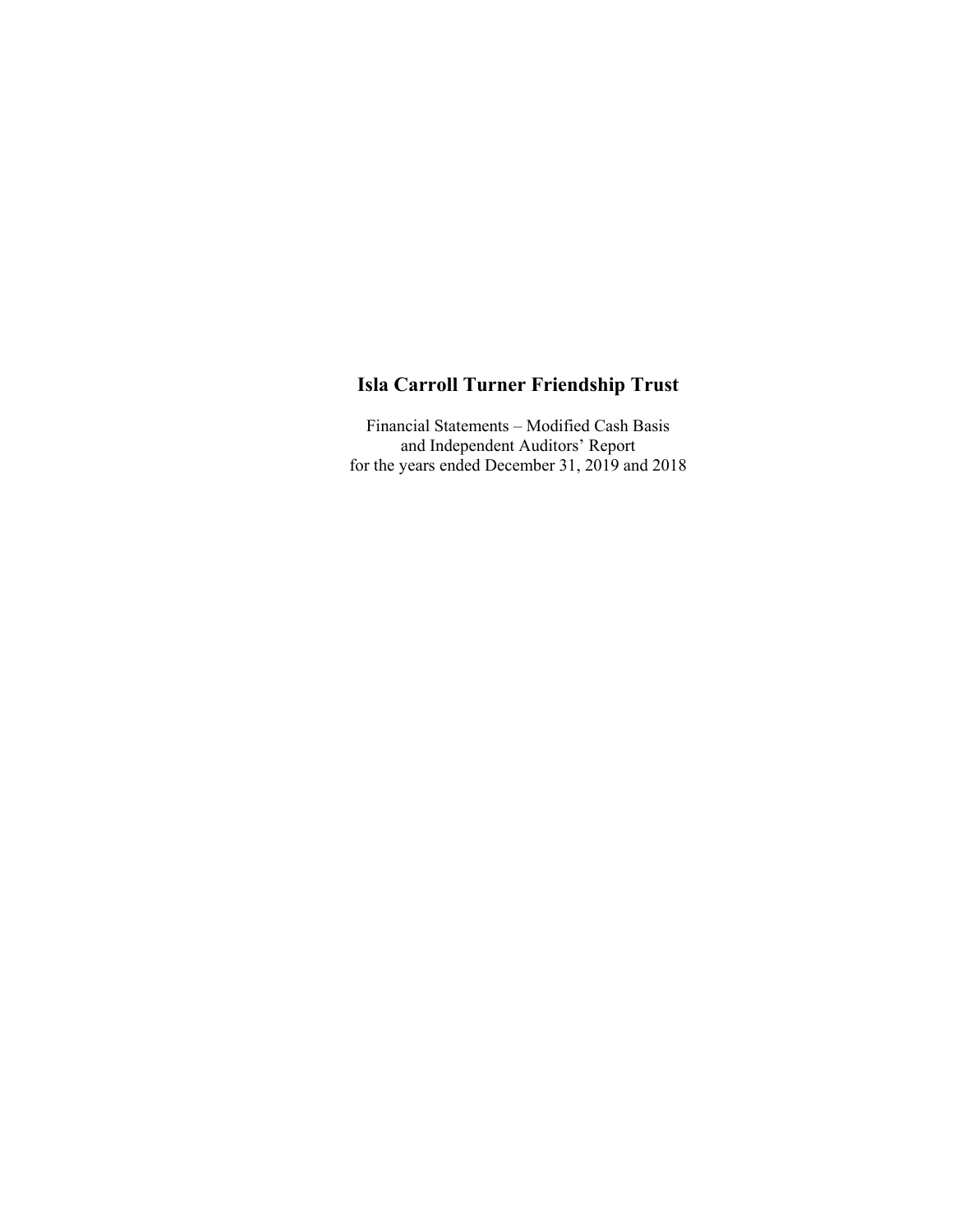# Isla Carroll Turner Friendship Trust

Financial Statements – Modified Cash Basis
and Independent Auditors' Report
for the years ended December 31, 2019 and 2018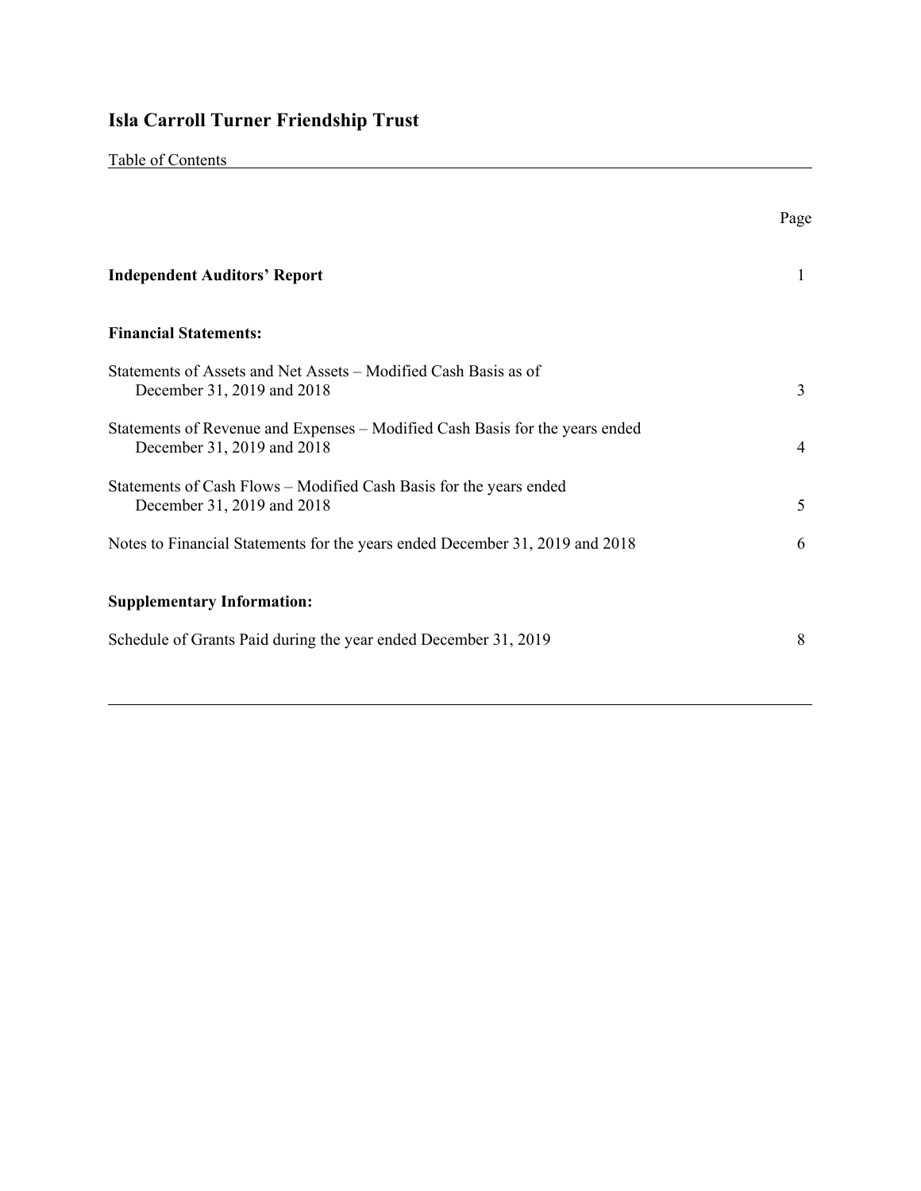# Isla Carroll Turner Friendship Trust

Table of Contents

| | Page |
|---|---|
| **Independent Auditors' Report** | 1 |
| **Financial Statements:** | |
| Statements of Assets and Net Assets – Modified Cash Basis as of December 31, 2019 and 2018 | 3 |
| Statements of Revenue and Expenses – Modified Cash Basis for the years ended December 31, 2019 and 2018 | 4 |
| Statements of Cash Flows – Modified Cash Basis for the years ended December 31, 2019 and 2018 | 5 |
| Notes to Financial Statements for the years ended December 31, 2019 and 2018 | 6 |
| **Supplementary Information:** | |
| Schedule of Grants Paid during the year ended December 31, 2019 | 8 |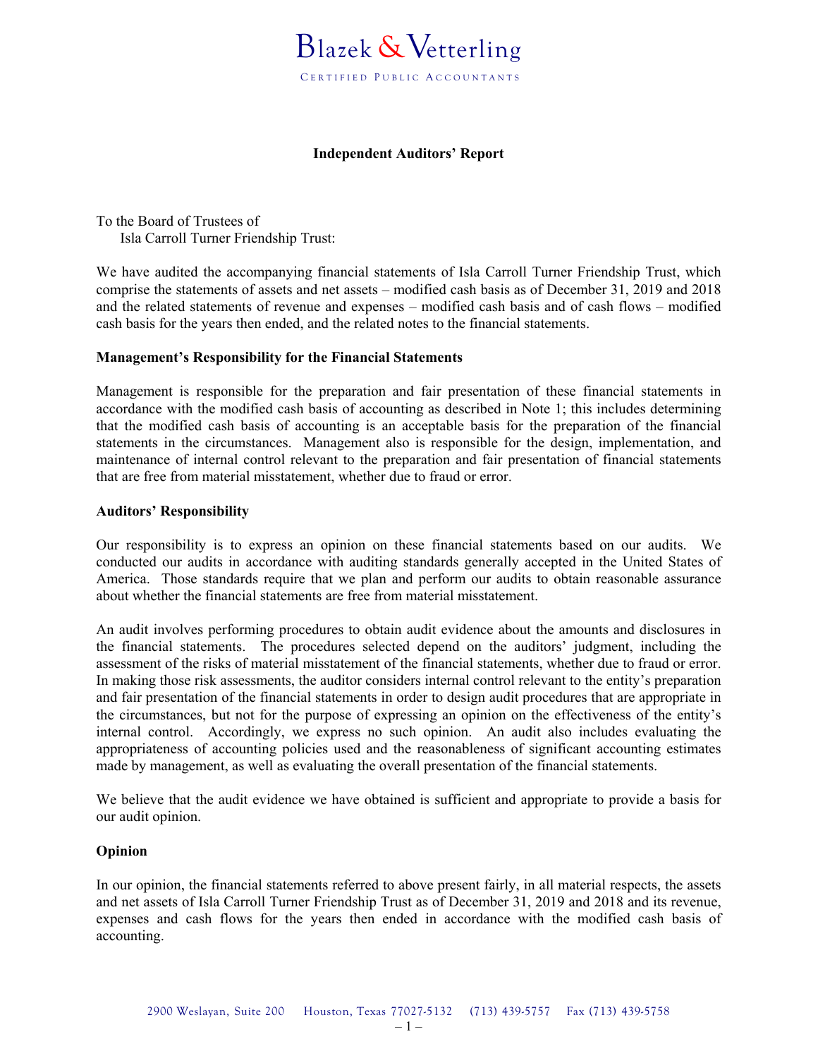# Blazek & Vetterling

CERTIFIED PUBLIC ACCOUNTANTS

**Independent Auditors' Report**

To the Board of Trustees of
Isla Carroll Turner Friendship Trust:

We have audited the accompanying financial statements of Isla Carroll Turner Friendship Trust, which comprise the statements of assets and net assets – modified cash basis as of December 31, 2019 and 2018 and the related statements of revenue and expenses – modified cash basis and of cash flows – modified cash basis for the years then ended, and the related notes to the financial statements.

**Management's Responsibility for the Financial Statements**

Management is responsible for the preparation and fair presentation of these financial statements in accordance with the modified cash basis of accounting as described in Note 1; this includes determining that the modified cash basis of accounting is an acceptable basis for the preparation of the financial statements in the circumstances. Management also is responsible for the design, implementation, and maintenance of internal control relevant to the preparation and fair presentation of financial statements that are free from material misstatement, whether due to fraud or error.

**Auditors' Responsibility**

Our responsibility is to express an opinion on these financial statements based on our audits. We conducted our audits in accordance with auditing standards generally accepted in the United States of America. Those standards require that we plan and perform our audits to obtain reasonable assurance about whether the financial statements are free from material misstatement.

An audit involves performing procedures to obtain audit evidence about the amounts and disclosures in the financial statements. The procedures selected depend on the auditors' judgment, including the assessment of the risks of material misstatement of the financial statements, whether due to fraud or error. In making those risk assessments, the auditor considers internal control relevant to the entity's preparation and fair presentation of the financial statements in order to design audit procedures that are appropriate in the circumstances, but not for the purpose of expressing an opinion on the effectiveness of the entity's internal control. Accordingly, we express no such opinion. An audit also includes evaluating the appropriateness of accounting policies used and the reasonableness of significant accounting estimates made by management, as well as evaluating the overall presentation of the financial statements.

We believe that the audit evidence we have obtained is sufficient and appropriate to provide a basis for our audit opinion.

**Opinion**

In our opinion, the financial statements referred to above present fairly, in all material respects, the assets and net assets of Isla Carroll Turner Friendship Trust as of December 31, 2019 and 2018 and its revenue, expenses and cash flows for the years then ended in accordance with the modified cash basis of accounting.

2900 Weslayan, Suite 200 Houston, Texas 77027-5132 (713) 439-5757 Fax (713) 439-5758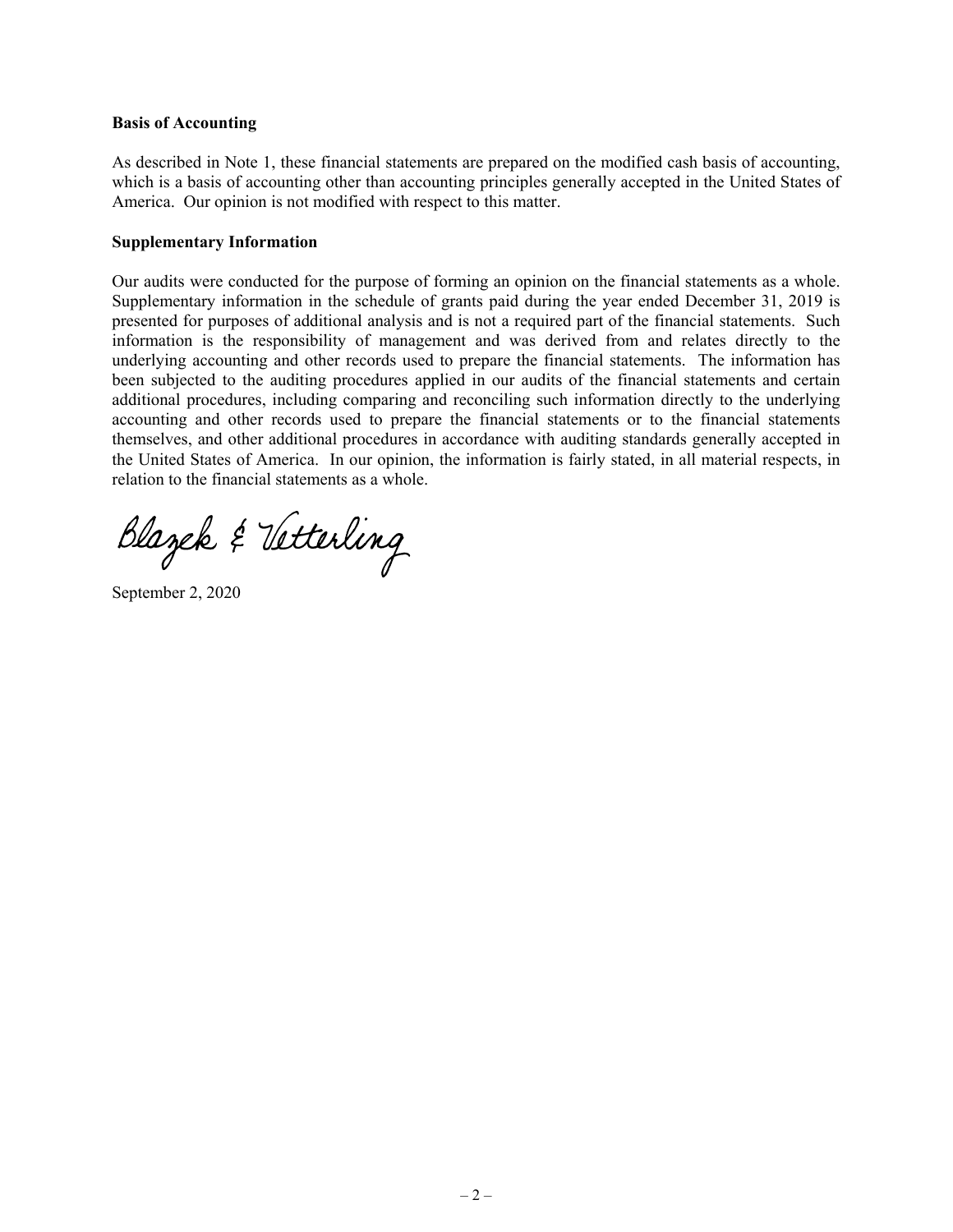**Basis of Accounting**

As described in Note 1, these financial statements are prepared on the modified cash basis of accounting, which is a basis of accounting other than accounting principles generally accepted in the United States of America. Our opinion is not modified with respect to this matter.

**Supplementary Information**

Our audits were conducted for the purpose of forming an opinion on the financial statements as a whole. Supplementary information in the schedule of grants paid during the year ended December 31, 2019 is presented for purposes of additional analysis and is not a required part of the financial statements. Such information is the responsibility of management and was derived from and relates directly to the underlying accounting and other records used to prepare the financial statements. The information has been subjected to the auditing procedures applied in our audits of the financial statements and certain additional procedures, including comparing and reconciling such information directly to the underlying accounting and other records used to prepare the financial statements or to the financial statements themselves, and other additional procedures in accordance with auditing standards generally accepted in the United States of America. In our opinion, the information is fairly stated, in all material respects, in relation to the financial statements as a whole.

Blazek & Vetterling

September 2, 2020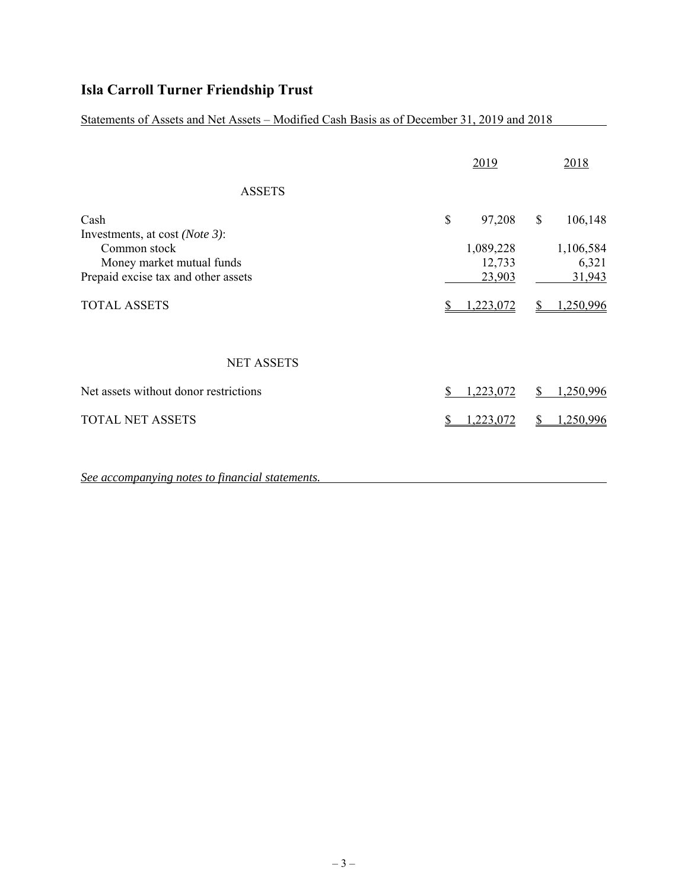# Isla Carroll Turner Friendship Trust

Statements of Assets and Net Assets – Modified Cash Basis as of December 31, 2019 and 2018

| | 2019 | 2018 |
|---|---|---|
| **ASSETS** | | |
| Cash | $ 97,208 | $ 106,148 |
| Investments, at cost *(Note 3)*: | | |
| Common stock | 1,089,228 | 1,106,584 |
| Money market mutual funds | 12,733 | 6,321 |
| Prepaid excise tax and other assets | 23,903 | 31,943 |
| TOTAL ASSETS | $ 1,223,072 | $ 1,250,996 |
| **NET ASSETS** | | |
| Net assets without donor restrictions | $ 1,223,072 | $ 1,250,996 |
| TOTAL NET ASSETS | $ 1,223,072 | $ 1,250,996 |

*See accompanying notes to financial statements.*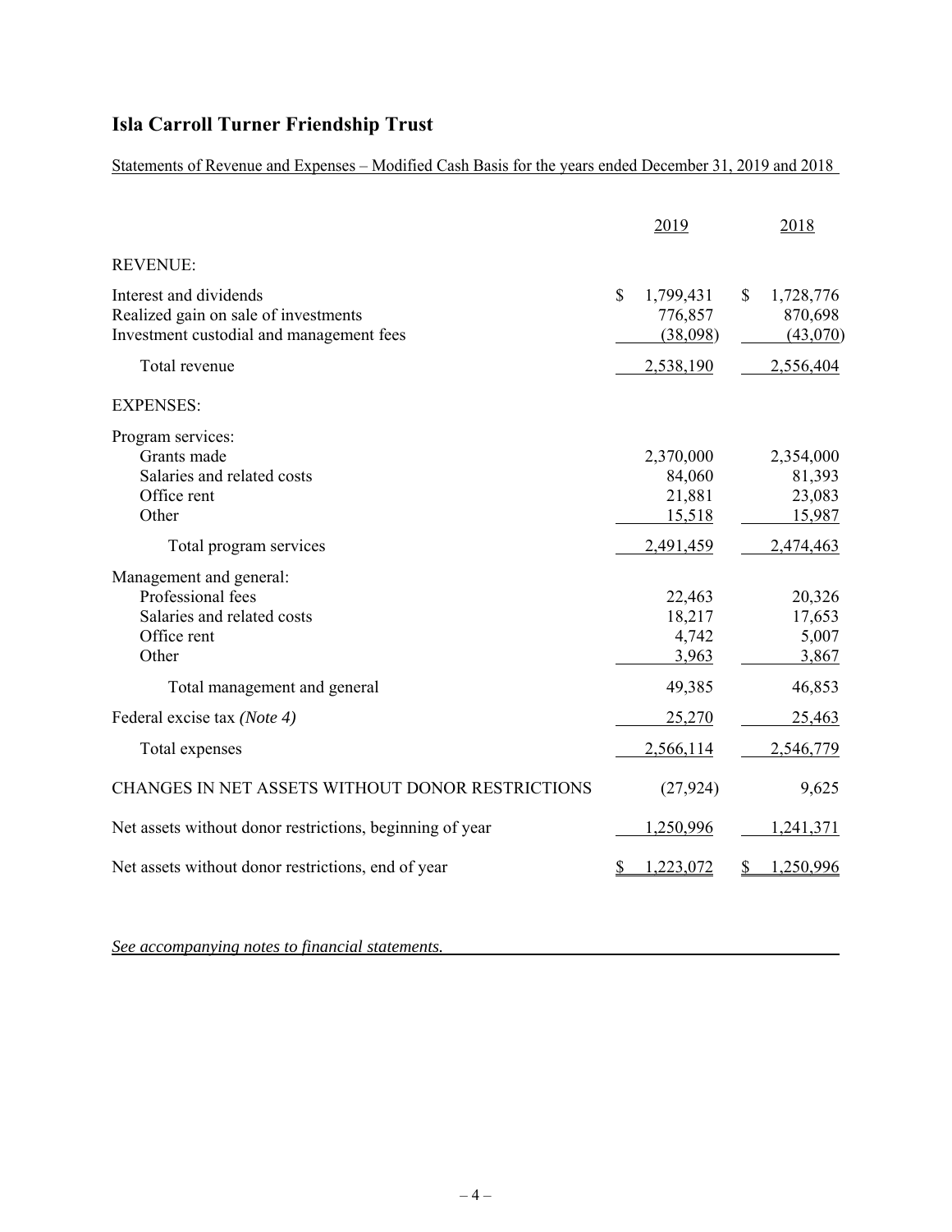# Isla Carroll Turner Friendship Trust

Statements of Revenue and Expenses – Modified Cash Basis for the years ended December 31, 2019 and 2018

| | 2019 | 2018 |
|---|---|---|
| REVENUE: | | |
| Interest and dividends | $ 1,799,431 | $ 1,728,776 |
| Realized gain on sale of investments | 776,857 | 870,698 |
| Investment custodial and management fees | (38,098) | (43,070) |
| Total revenue | 2,538,190 | 2,556,404 |
| EXPENSES: | | |
| Program services: | | |
| Grants made | 2,370,000 | 2,354,000 |
| Salaries and related costs | 84,060 | 81,393 |
| Office rent | 21,881 | 23,083 |
| Other | 15,518 | 15,987 |
| Total program services | 2,491,459 | 2,474,463 |
| Management and general: | | |
| Professional fees | 22,463 | 20,326 |
| Salaries and related costs | 18,217 | 17,653 |
| Office rent | 4,742 | 5,007 |
| Other | 3,963 | 3,867 |
| Total management and general | 49,385 | 46,853 |
| Federal excise tax *(Note 4)* | 25,270 | 25,463 |
| Total expenses | 2,566,114 | 2,546,779 |
| CHANGES IN NET ASSETS WITHOUT DONOR RESTRICTIONS | (27,924) | 9,625 |
| Net assets without donor restrictions, beginning of year | 1,250,996 | 1,241,371 |
| Net assets without donor restrictions, end of year | $ 1,223,072 | $ 1,250,996 |

*See accompanying notes to financial statements.*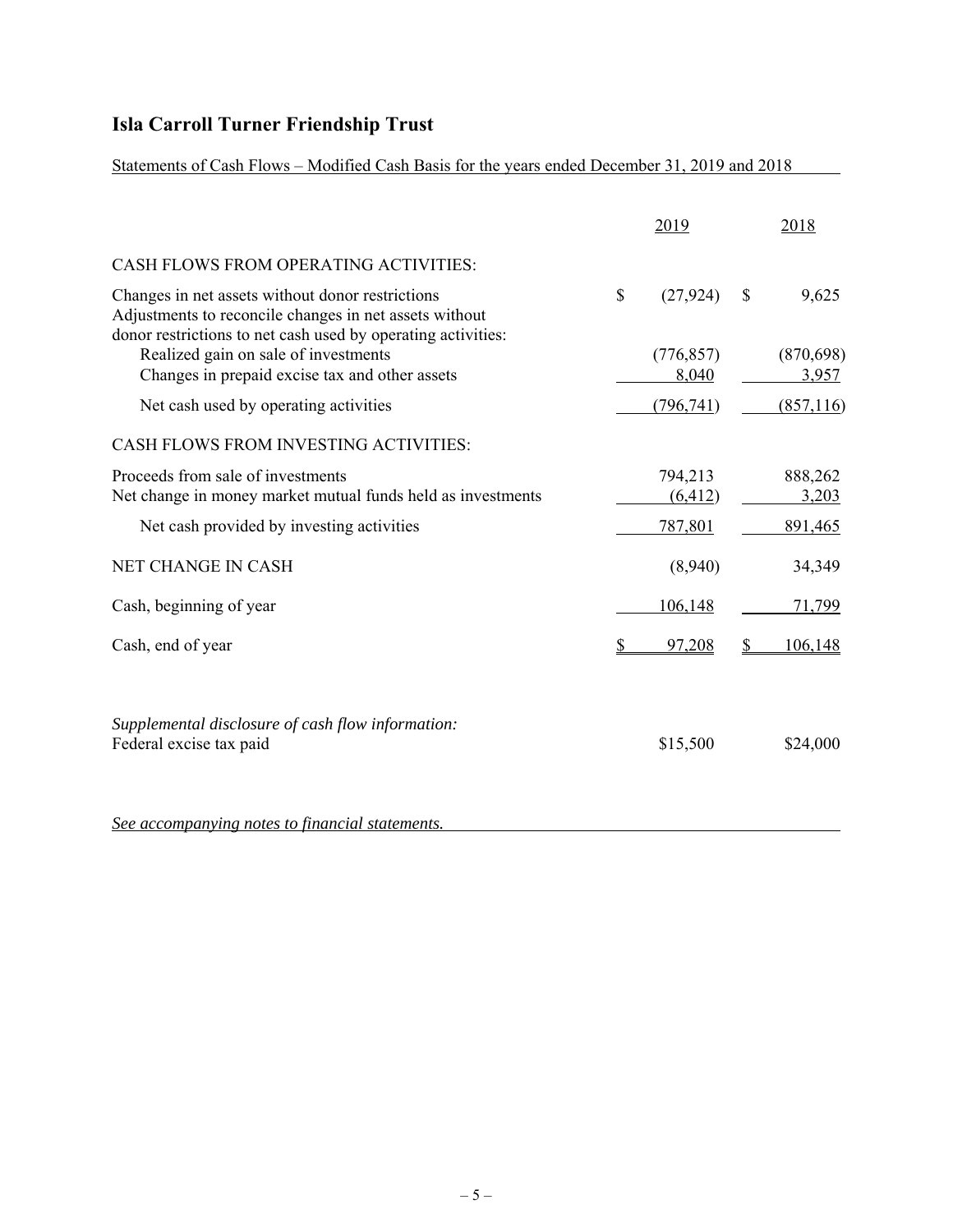# Isla Carroll Turner Friendship Trust

Statements of Cash Flows – Modified Cash Basis for the years ended December 31, 2019 and 2018

| | 2019 | 2018 |
|---|---|---|
| CASH FLOWS FROM OPERATING ACTIVITIES: | | |
| Changes in net assets without donor restrictions | $ (27,924) | $ 9,625 |
| Adjustments to reconcile changes in net assets without donor restrictions to net cash used by operating activities: | | |
| Realized gain on sale of investments | (776,857) | (870,698) |
| Changes in prepaid excise tax and other assets | 8,040 | 3,957 |
| Net cash used by operating activities | (796,741) | (857,116) |
| CASH FLOWS FROM INVESTING ACTIVITIES: | | |
| Proceeds from sale of investments | 794,213 | 888,262 |
| Net change in money market mutual funds held as investments | (6,412) | 3,203 |
| Net cash provided by investing activities | 787,801 | 891,465 |
| NET CHANGE IN CASH | (8,940) | 34,349 |
| Cash, beginning of year | 106,148 | 71,799 |
| Cash, end of year | $ 97,208 | $ 106,148 |

| | 2019 | 2018 |
|---|---|---|
| *Supplemental disclosure of cash flow information:* | | |
| Federal excise tax paid | $15,500 | $24,000 |

*See accompanying notes to financial statements.*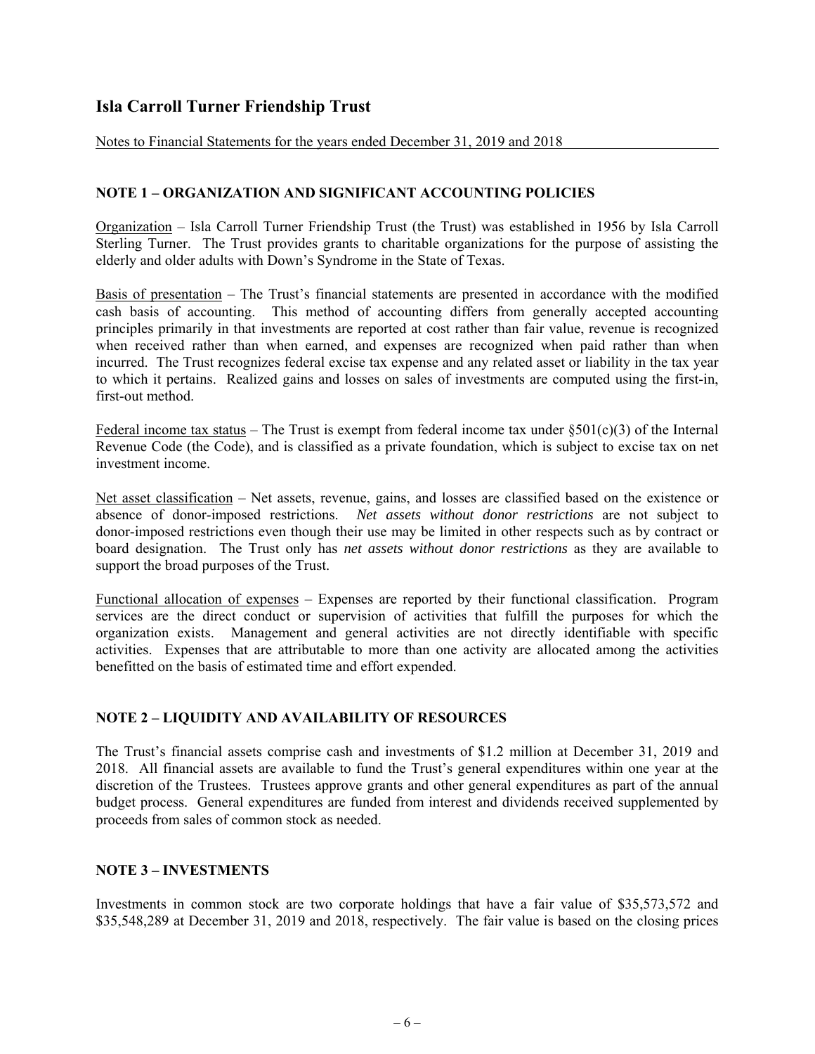# Isla Carroll Turner Friendship Trust

Notes to Financial Statements for the years ended December 31, 2019 and 2018

## NOTE 1 – ORGANIZATION AND SIGNIFICANT ACCOUNTING POLICIES

Organization – Isla Carroll Turner Friendship Trust (the Trust) was established in 1956 by Isla Carroll Sterling Turner. The Trust provides grants to charitable organizations for the purpose of assisting the elderly and older adults with Down's Syndrome in the State of Texas.

Basis of presentation – The Trust's financial statements are presented in accordance with the modified cash basis of accounting. This method of accounting differs from generally accepted accounting principles primarily in that investments are reported at cost rather than fair value, revenue is recognized when received rather than when earned, and expenses are recognized when paid rather than when incurred. The Trust recognizes federal excise tax expense and any related asset or liability in the tax year to which it pertains. Realized gains and losses on sales of investments are computed using the first-in, first-out method.

Federal income tax status – The Trust is exempt from federal income tax under §501(c)(3) of the Internal Revenue Code (the Code), and is classified as a private foundation, which is subject to excise tax on net investment income.

Net asset classification – Net assets, revenue, gains, and losses are classified based on the existence or absence of donor-imposed restrictions. *Net assets without donor restrictions* are not subject to donor-imposed restrictions even though their use may be limited in other respects such as by contract or board designation. The Trust only has *net assets without donor restrictions* as they are available to support the broad purposes of the Trust.

Functional allocation of expenses – Expenses are reported by their functional classification. Program services are the direct conduct or supervision of activities that fulfill the purposes for which the organization exists. Management and general activities are not directly identifiable with specific activities. Expenses that are attributable to more than one activity are allocated among the activities benefitted on the basis of estimated time and effort expended.

## NOTE 2 – LIQUIDITY AND AVAILABILITY OF RESOURCES

The Trust's financial assets comprise cash and investments of $1.2 million at December 31, 2019 and 2018. All financial assets are available to fund the Trust's general expenditures within one year at the discretion of the Trustees. Trustees approve grants and other general expenditures as part of the annual budget process. General expenditures are funded from interest and dividends received supplemented by proceeds from sales of common stock as needed.

## NOTE 3 – INVESTMENTS

Investments in common stock are two corporate holdings that have a fair value of $35,573,572 and $35,548,289 at December 31, 2019 and 2018, respectively. The fair value is based on the closing prices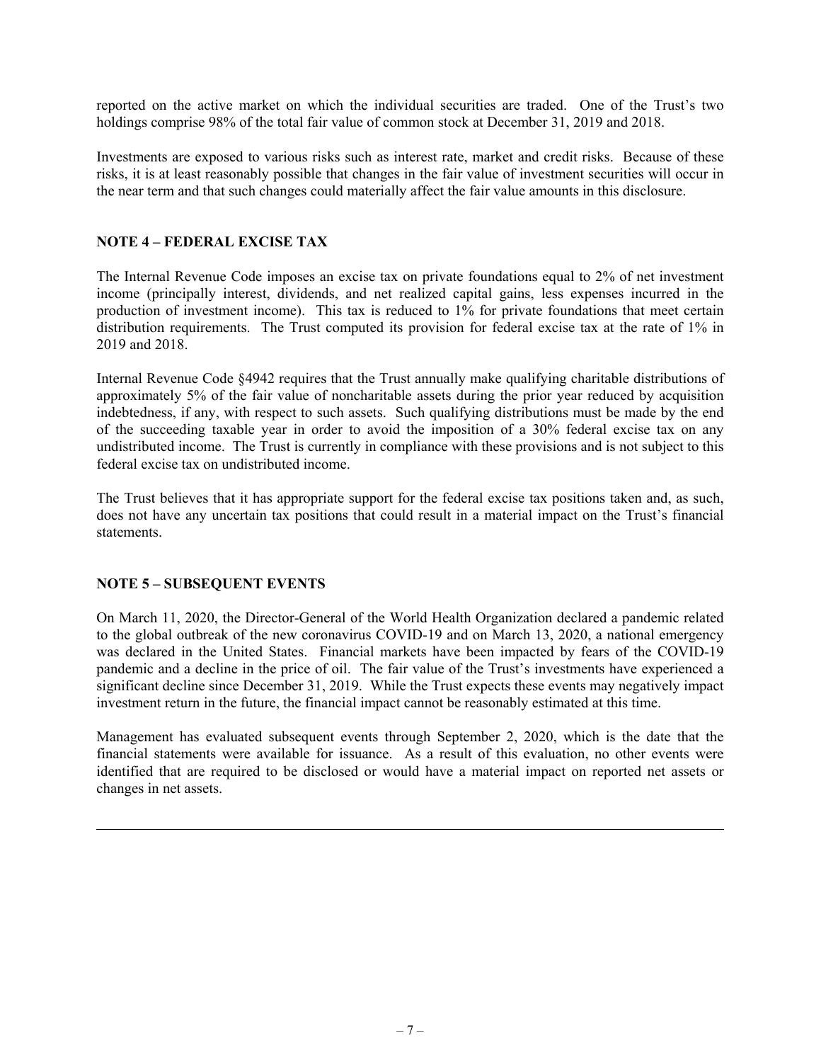reported on the active market on which the individual securities are traded. One of the Trust's two holdings comprise 98% of the total fair value of common stock at December 31, 2019 and 2018.

Investments are exposed to various risks such as interest rate, market and credit risks. Because of these risks, it is at least reasonably possible that changes in the fair value of investment securities will occur in the near term and that such changes could materially affect the fair value amounts in this disclosure.

## NOTE 4 – FEDERAL EXCISE TAX

The Internal Revenue Code imposes an excise tax on private foundations equal to 2% of net investment income (principally interest, dividends, and net realized capital gains, less expenses incurred in the production of investment income). This tax is reduced to 1% for private foundations that meet certain distribution requirements. The Trust computed its provision for federal excise tax at the rate of 1% in 2019 and 2018.

Internal Revenue Code §4942 requires that the Trust annually make qualifying charitable distributions of approximately 5% of the fair value of noncharitable assets during the prior year reduced by acquisition indebtedness, if any, with respect to such assets. Such qualifying distributions must be made by the end of the succeeding taxable year in order to avoid the imposition of a 30% federal excise tax on any undistributed income. The Trust is currently in compliance with these provisions and is not subject to this federal excise tax on undistributed income.

The Trust believes that it has appropriate support for the federal excise tax positions taken and, as such, does not have any uncertain tax positions that could result in a material impact on the Trust's financial statements.

## NOTE 5 – SUBSEQUENT EVENTS

On March 11, 2020, the Director-General of the World Health Organization declared a pandemic related to the global outbreak of the new coronavirus COVID-19 and on March 13, 2020, a national emergency was declared in the United States. Financial markets have been impacted by fears of the COVID-19 pandemic and a decline in the price of oil. The fair value of the Trust's investments have experienced a significant decline since December 31, 2019. While the Trust expects these events may negatively impact investment return in the future, the financial impact cannot be reasonably estimated at this time.

Management has evaluated subsequent events through September 2, 2020, which is the date that the financial statements were available for issuance. As a result of this evaluation, no other events were identified that are required to be disclosed or would have a material impact on reported net assets or changes in net assets.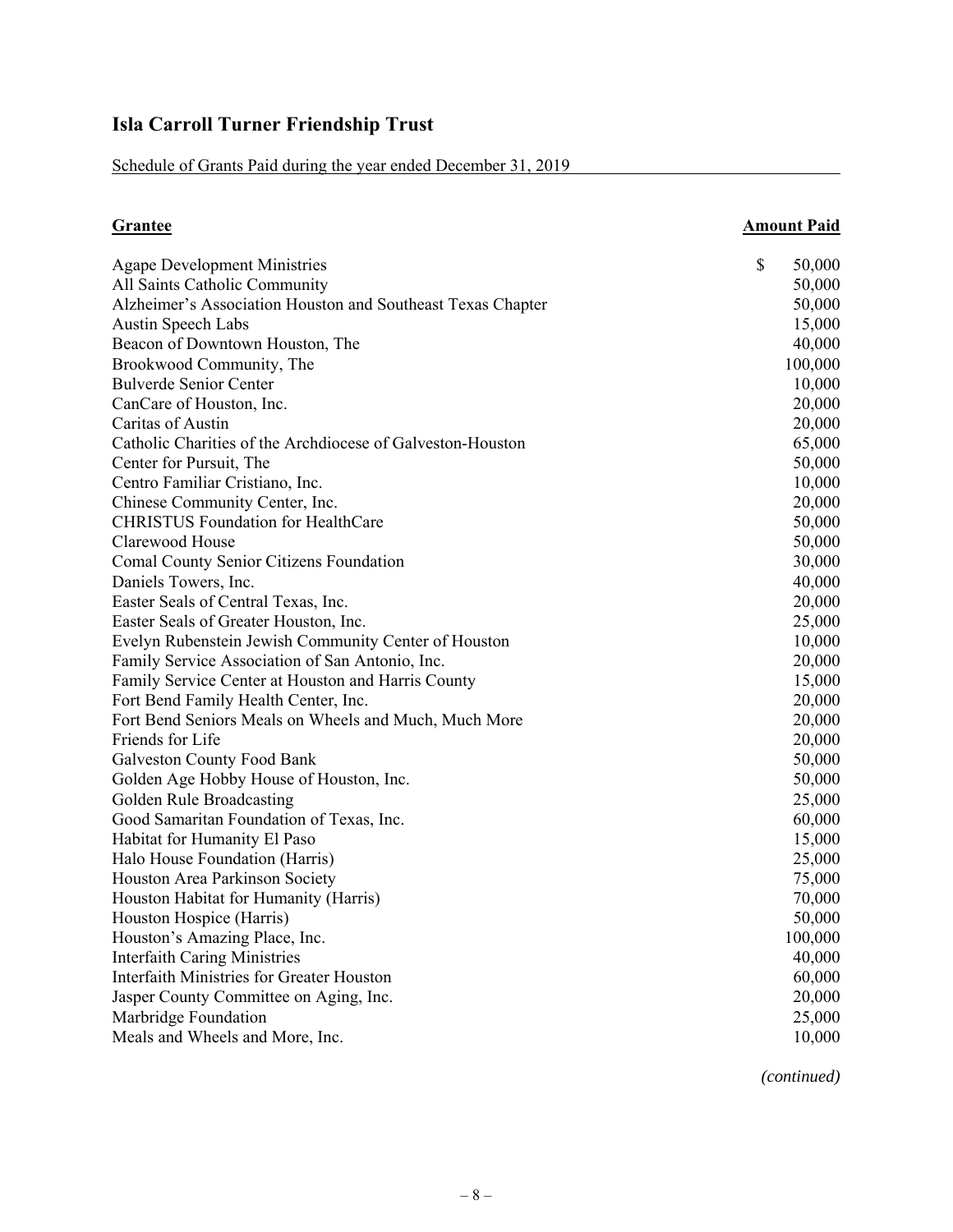# Isla Carroll Turner Friendship Trust

Schedule of Grants Paid during the year ended December 31, 2019

| **Grantee** | **Amount Paid** |
|---|---|
| Agape Development Ministries | $ 50,000 |
| All Saints Catholic Community | 50,000 |
| Alzheimer's Association Houston and Southeast Texas Chapter | 50,000 |
| Austin Speech Labs | 15,000 |
| Beacon of Downtown Houston, The | 40,000 |
| Brookwood Community, The | 100,000 |
| Bulverde Senior Center | 10,000 |
| CanCare of Houston, Inc. | 20,000 |
| Caritas of Austin | 20,000 |
| Catholic Charities of the Archdiocese of Galveston-Houston | 65,000 |
| Center for Pursuit, The | 50,000 |
| Centro Familiar Cristiano, Inc. | 10,000 |
| Chinese Community Center, Inc. | 20,000 |
| CHRISTUS Foundation for HealthCare | 50,000 |
| Clarewood House | 50,000 |
| Comal County Senior Citizens Foundation | 30,000 |
| Daniels Towers, Inc. | 40,000 |
| Easter Seals of Central Texas, Inc. | 20,000 |
| Easter Seals of Greater Houston, Inc. | 25,000 |
| Evelyn Rubenstein Jewish Community Center of Houston | 10,000 |
| Family Service Association of San Antonio, Inc. | 20,000 |
| Family Service Center at Houston and Harris County | 15,000 |
| Fort Bend Family Health Center, Inc. | 20,000 |
| Fort Bend Seniors Meals on Wheels and Much, Much More | 20,000 |
| Friends for Life | 20,000 |
| Galveston County Food Bank | 50,000 |
| Golden Age Hobby House of Houston, Inc. | 50,000 |
| Golden Rule Broadcasting | 25,000 |
| Good Samaritan Foundation of Texas, Inc. | 60,000 |
| Habitat for Humanity El Paso | 15,000 |
| Halo House Foundation (Harris) | 25,000 |
| Houston Area Parkinson Society | 75,000 |
| Houston Habitat for Humanity (Harris) | 70,000 |
| Houston Hospice (Harris) | 50,000 |
| Houston's Amazing Place, Inc. | 100,000 |
| Interfaith Caring Ministries | 40,000 |
| Interfaith Ministries for Greater Houston | 60,000 |
| Jasper County Committee on Aging, Inc. | 20,000 |
| Marbridge Foundation | 25,000 |
| Meals and Wheels and More, Inc. | 10,000 |

*(continued)*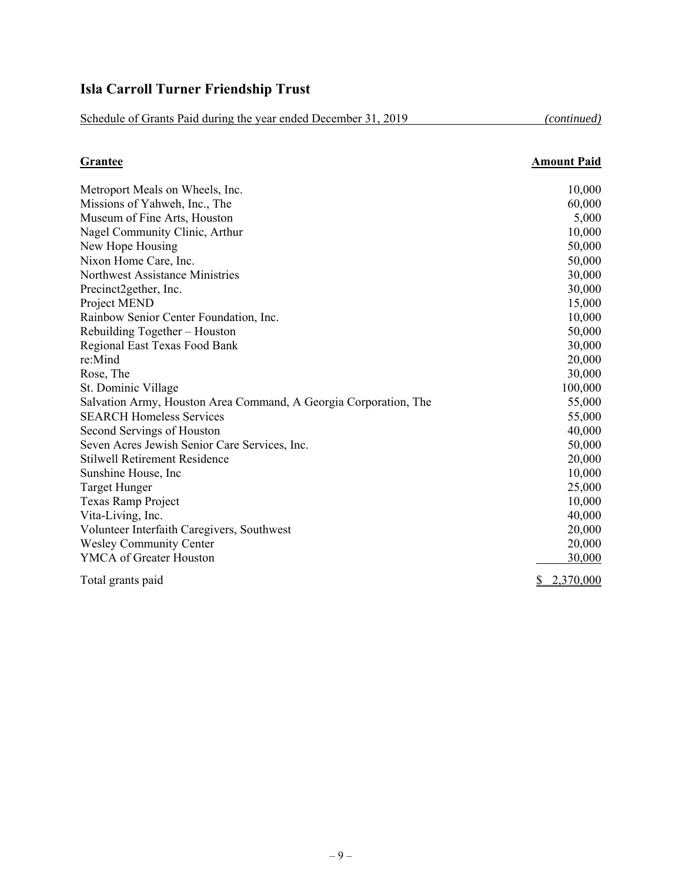# Isla Carroll Turner Friendship Trust

Schedule of Grants Paid during the year ended December 31, 2019 *(continued)*

| **Grantee** | **Amount Paid** |
|---|---|
| Metroport Meals on Wheels, Inc. | 10,000 |
| Missions of Yahweh, Inc., The | 60,000 |
| Museum of Fine Arts, Houston | 5,000 |
| Nagel Community Clinic, Arthur | 10,000 |
| New Hope Housing | 50,000 |
| Nixon Home Care, Inc. | 50,000 |
| Northwest Assistance Ministries | 30,000 |
| Precinct2gether, Inc. | 30,000 |
| Project MEND | 15,000 |
| Rainbow Senior Center Foundation, Inc. | 10,000 |
| Rebuilding Together – Houston | 50,000 |
| Regional East Texas Food Bank | 30,000 |
| re:Mind | 20,000 |
| Rose, The | 30,000 |
| St. Dominic Village | 100,000 |
| Salvation Army, Houston Area Command, A Georgia Corporation, The | 55,000 |
| SEARCH Homeless Services | 55,000 |
| Second Servings of Houston | 40,000 |
| Seven Acres Jewish Senior Care Services, Inc. | 50,000 |
| Stilwell Retirement Residence | 20,000 |
| Sunshine House, Inc | 10,000 |
| Target Hunger | 25,000 |
| Texas Ramp Project | 10,000 |
| Vita-Living, Inc. | 40,000 |
| Volunteer Interfaith Caregivers, Southwest | 20,000 |
| Wesley Community Center | 20,000 |
| YMCA of Greater Houston | 30,000 |
| Total grants paid | $ 2,370,000 |